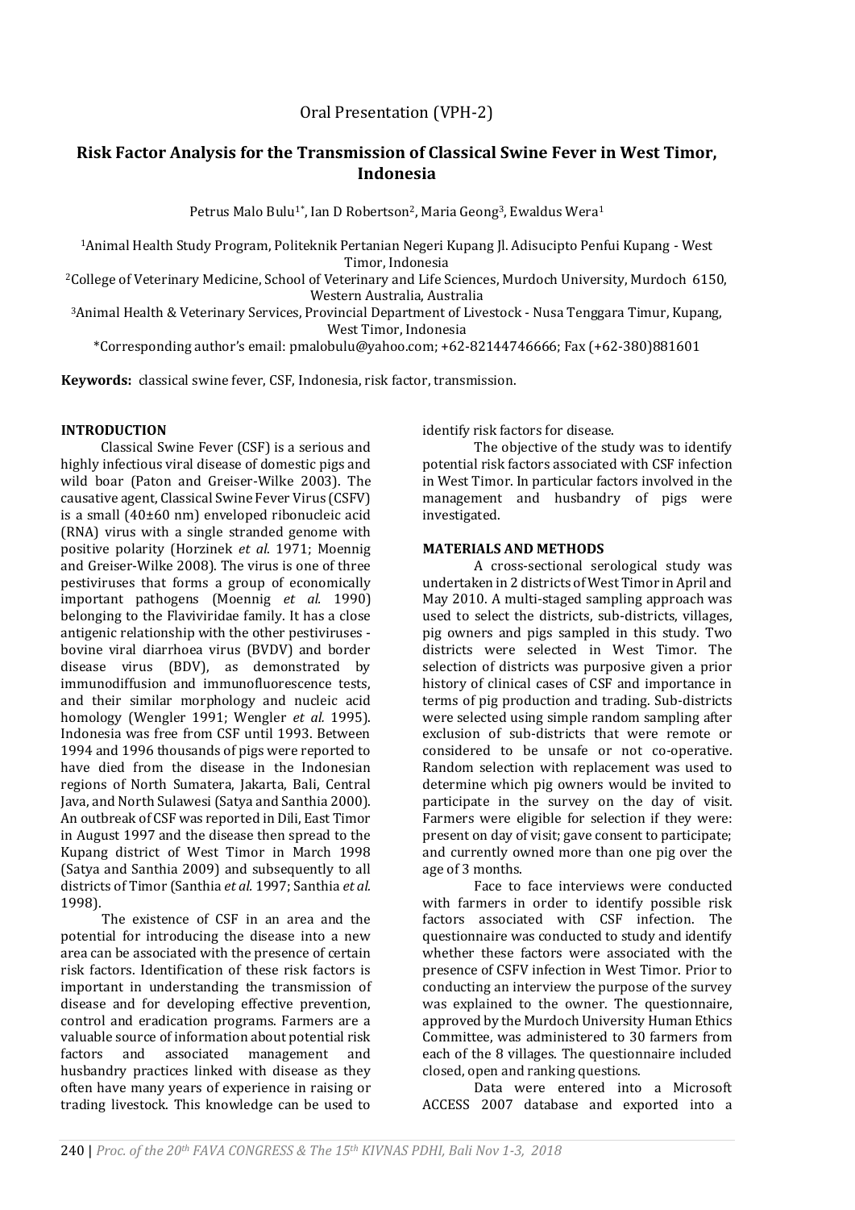Oral Presentation (VPH-2)

# Risk Factor Analysis for the Transmission of Classical Swine Fever in West Timor, Indonesia

Petrus Malo Bulu[1*], Ian D Robertson[2], Maria Geong[3], Ewaldus Wera[1]

[1]Animal Health Study Program, Politeknik Pertanian Negeri Kupang Jl. Adisucipto Penfui Kupang - West Timor, Indonesia

[2]College of Veterinary Medicine, School of Veterinary and Life Sciences, Murdoch University, Murdoch 6150, Western Australia, Australia

[3]Animal Health & Veterinary Services, Provincial Department of Livestock - Nusa Tenggara Timur, Kupang, West Timor, Indonesia

*Corresponding author's email: pmalobulu@yahoo.com; +62-82144746666; Fax (+62-380)881601

**Keywords:** classical swine fever, CSF, Indonesia, risk factor, transmission.

## INTRODUCTION

Classical Swine Fever (CSF) is a serious and highly infectious viral disease of domestic pigs and wild boar (Paton and Greiser-Wilke 2003). The causative agent, Classical Swine Fever Virus (CSFV) is a small (40±60 nm) enveloped ribonucleic acid (RNA) virus with a single stranded genome with positive polarity (Horzinek *et al.* 1971; Moennig and Greiser-Wilke 2008). The virus is one of three pestiviruses that forms a group of economically important pathogens (Moennig *et al.* 1990) belonging to the Flaviviridae family. It has a close antigenic relationship with the other pestiviruses - bovine viral diarrhoea virus (BVDV) and border disease virus (BDV), as demonstrated by immunodiffusion and immunofluorescence tests, and their similar morphology and nucleic acid homology (Wengler 1991; Wengler *et al.* 1995). Indonesia was free from CSF until 1993. Between 1994 and 1996 thousands of pigs were reported to have died from the disease in the Indonesian regions of North Sumatera, Jakarta, Bali, Central Java, and North Sulawesi (Satya and Santhia 2000). An outbreak of CSF was reported in Dili, East Timor in August 1997 and the disease then spread to the Kupang district of West Timor in March 1998 (Satya and Santhia 2009) and subsequently to all districts of Timor (Santhia *et al.* 1997; Santhia *et al.* 1998).

The existence of CSF in an area and the potential for introducing the disease into a new area can be associated with the presence of certain risk factors. Identification of these risk factors is important in understanding the transmission of disease and for developing effective prevention, control and eradication programs. Farmers are a valuable source of information about potential risk factors and associated management and husbandry practices linked with disease as they often have many years of experience in raising or trading livestock. This knowledge can be used to identify risk factors for disease.

The objective of the study was to identify potential risk factors associated with CSF infection in West Timor. In particular factors involved in the management and husbandry of pigs were investigated.

## MATERIALS AND METHODS

A cross-sectional serological study was undertaken in 2 districts of West Timor in April and May 2010. A multi-staged sampling approach was used to select the districts, sub-districts, villages, pig owners and pigs sampled in this study. Two districts were selected in West Timor. The selection of districts was purposive given a prior history of clinical cases of CSF and importance in terms of pig production and trading. Sub-districts were selected using simple random sampling after exclusion of sub-districts that were remote or considered to be unsafe or not co-operative. Random selection with replacement was used to determine which pig owners would be invited to participate in the survey on the day of visit. Farmers were eligible for selection if they were: present on day of visit; gave consent to participate; and currently owned more than one pig over the age of 3 months.

Face to face interviews were conducted with farmers in order to identify possible risk factors associated with CSF infection. The questionnaire was conducted to study and identify whether these factors were associated with the presence of CSFV infection in West Timor. Prior to conducting an interview the purpose of the survey was explained to the owner. The questionnaire, approved by the Murdoch University Human Ethics Committee, was administered to 30 farmers from each of the 8 villages. The questionnaire included closed, open and ranking questions.

Data were entered into a Microsoft ACCESS 2007 database and exported into a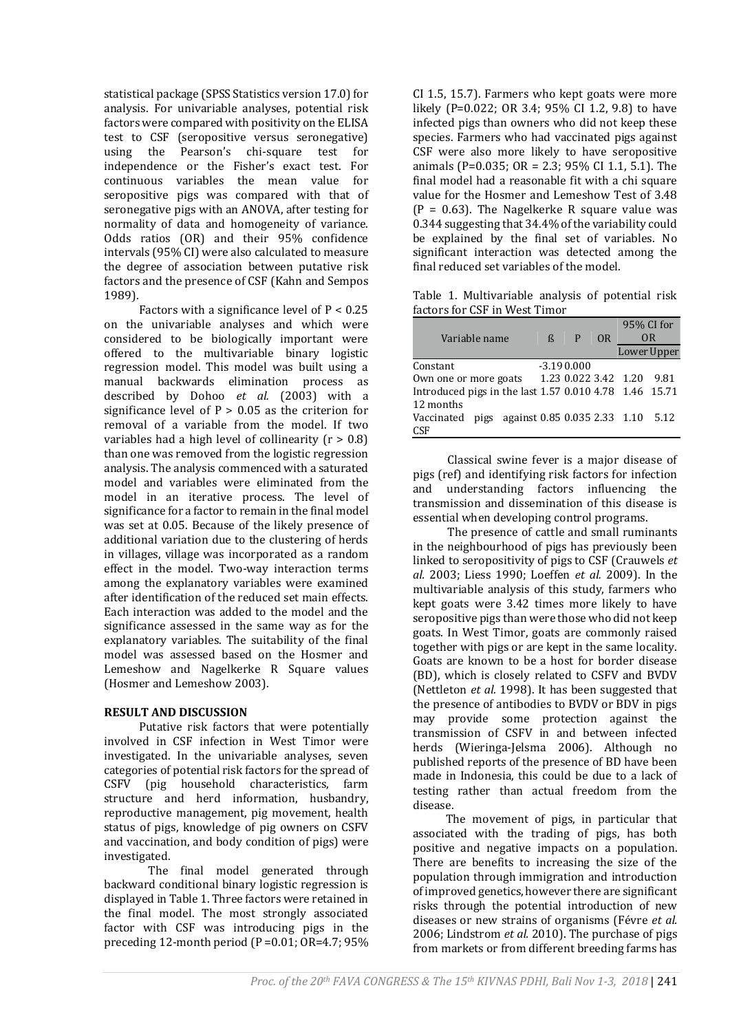statistical package (SPSS Statistics version 17.0) for analysis. For univariable analyses, potential risk factors were compared with positivity on the ELISA test to CSF (seropositive versus seronegative) using the Pearson's chi-square test for independence or the Fisher's exact test. For continuous variables the mean value for seropositive pigs was compared with that of seronegative pigs with an ANOVA, after testing for normality of data and homogeneity of variance. Odds ratios (OR) and their 95% confidence intervals (95% CI) were also calculated to measure the degree of association between putative risk factors and the presence of CSF (Kahn and Sempos 1989).

Factors with a significance level of $P < 0.25$ on the univariable analyses and which were considered to be biologically important were offered to the multivariable binary logistic regression model. This model was built using a manual backwards elimination process as described by Dohoo *et al.* (2003) with a significance level of $P > 0.05$ as the criterion for removal of a variable from the model. If two variables had a high level of collinearity ($r > 0.8$) than one was removed from the logistic regression analysis. The analysis commenced with a saturated model and variables were eliminated from the model in an iterative process. The level of significance for a factor to remain in the final model was set at 0.05. Because of the likely presence of additional variation due to the clustering of herds in villages, village was incorporated as a random effect in the model. Two-way interaction terms among the explanatory variables were examined after identification of the reduced set main effects. Each interaction was added to the model and the significance assessed in the same way as for the explanatory variables. The suitability of the final model was assessed based on the Hosmer and Lemeshow and Nagelkerke R Square values (Hosmer and Lemeshow 2003).

## RESULT AND DISCUSSION

Putative risk factors that were potentially involved in CSF infection in West Timor were investigated. In the univariable analyses, seven categories of potential risk factors for the spread of CSFV (pig household characteristics, farm structure and herd information, husbandry, reproductive management, pig movement, health status of pigs, knowledge of pig owners on CSFV and vaccination, and body condition of pigs) were investigated.

The final model generated through backward conditional binary logistic regression is displayed in Table 1. Three factors were retained in the final model. The most strongly associated factor with CSF was introducing pigs in the preceding 12-month period (P =0.01; OR=4.7; 95% CI 1.5, 15.7). Farmers who kept goats were more likely (P=0.022; OR 3.4; 95% CI 1.2, 9.8) to have infected pigs than owners who did not keep these species. Farmers who had vaccinated pigs against CSF were also more likely to have seropositive animals (P=0.035; OR = 2.3; 95% CI 1.1, 5.1). The final model had a reasonable fit with a chi square value for the Hosmer and Lemeshow Test of 3.48 (P = 0.63). The Nagelkerke R square value was 0.344 suggesting that 34.4% of the variability could be explained by the final set of variables. No significant interaction was detected among the final reduced set variables of the model.

Table 1. Multivariable analysis of potential risk factors for CSF in West Timor

| Variable name | ß | P | OR | 95% CI for OR | |
|---|---|---|---|---|---|
| | | | | Lower | Upper |
| Constant | -3.19 | 0.000 | | | |
| Own one or more goats | 1.23 | 0.022 | 3.42 | 1.20 | 9.81 |
| Introduced pigs in the last 12 months | 1.57 | 0.010 | 4.78 | 1.46 | 15.71 |
| Vaccinated pigs against CSF | 0.85 | 0.035 | 2.33 | 1.10 | 5.12 |

Classical swine fever is a major disease of pigs (ref) and identifying risk factors for infection and understanding factors influencing the transmission and dissemination of this disease is essential when developing control programs.

The presence of cattle and small ruminants in the neighbourhood of pigs has previously been linked to seropositivity of pigs to CSF (Crauwels *et al.* 2003; Liess 1990; Loeffen *et al.* 2009). In the multivariable analysis of this study, farmers who kept goats were 3.42 times more likely to have seropositive pigs than were those who did not keep goats. In West Timor, goats are commonly raised together with pigs or are kept in the same locality. Goats are known to be a host for border disease (BD), which is closely related to CSFV and BVDV (Nettleton *et al.* 1998). It has been suggested that the presence of antibodies to BVDV or BDV in pigs may provide some protection against the transmission of CSFV in and between infected herds (Wieringa-Jelsma 2006). Although no published reports of the presence of BD have been made in Indonesia, this could be due to a lack of testing rather than actual freedom from the disease.

The movement of pigs, in particular that associated with the trading of pigs, has both positive and negative impacts on a population. There are benefits to increasing the size of the population through immigration and introduction of improved genetics, however there are significant risks through the potential introduction of new diseases or new strains of organisms (Févre *et al.* 2006; Lindstrom *et al.* 2010). The purchase of pigs from markets or from different breeding farms has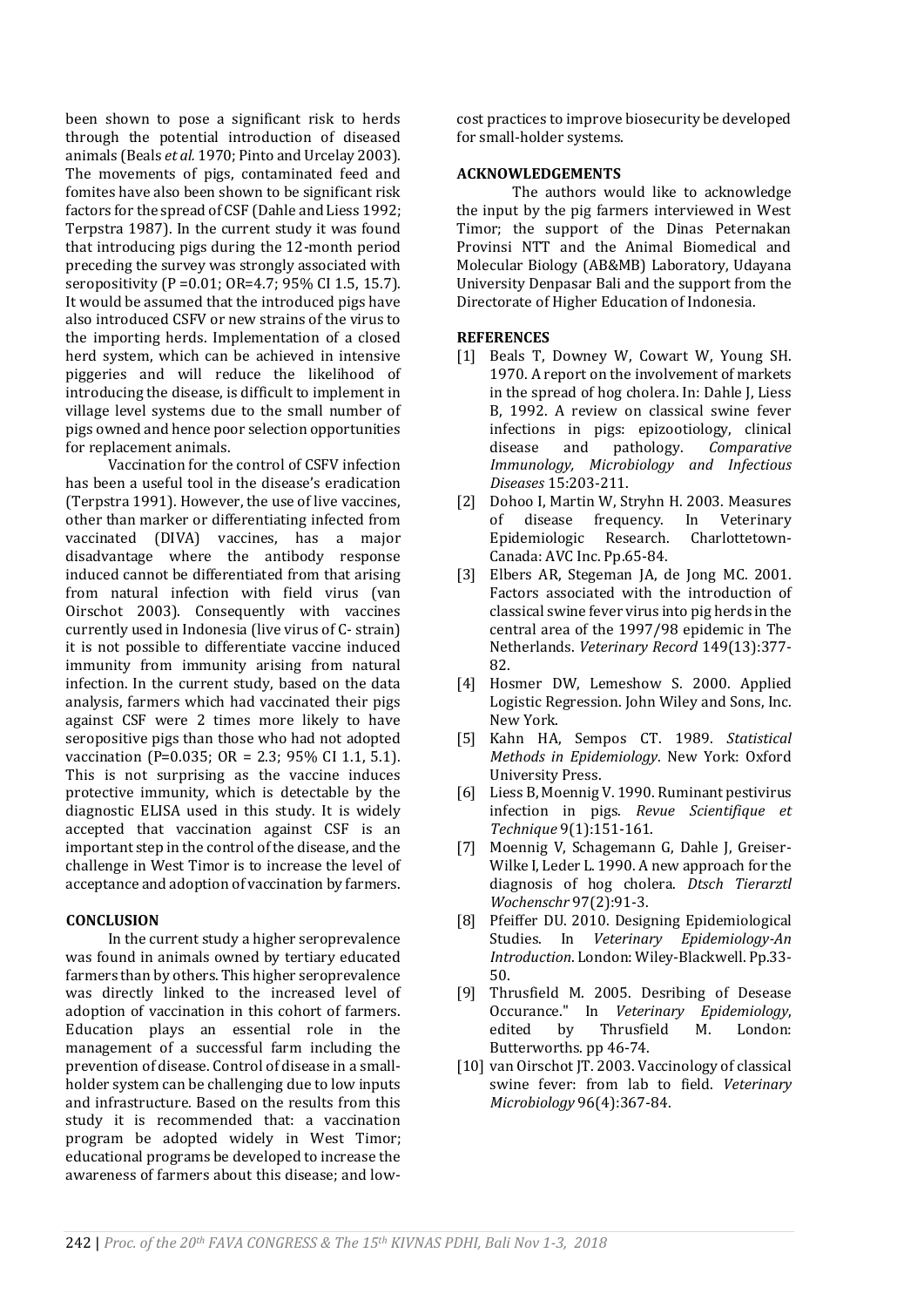been shown to pose a significant risk to herds through the potential introduction of diseased animals (Beals *et al.* 1970; Pinto and Urcelay 2003). The movements of pigs, contaminated feed and fomites have also been shown to be significant risk factors for the spread of CSF (Dahle and Liess 1992; Terpstra 1987). In the current study it was found that introducing pigs during the 12-month period preceding the survey was strongly associated with seropositivity (P =0.01; OR=4.7; 95% CI 1.5, 15.7). It would be assumed that the introduced pigs have also introduced CSFV or new strains of the virus to the importing herds. Implementation of a closed herd system, which can be achieved in intensive piggeries and will reduce the likelihood of introducing the disease, is difficult to implement in village level systems due to the small number of pigs owned and hence poor selection opportunities for replacement animals.

Vaccination for the control of CSFV infection has been a useful tool in the disease's eradication (Terpstra 1991). However, the use of live vaccines, other than marker or differentiating infected from vaccinated (DIVA) vaccines, has a major disadvantage where the antibody response induced cannot be differentiated from that arising from natural infection with field virus (van Oirschot 2003). Consequently with vaccines currently used in Indonesia (live virus of C- strain) it is not possible to differentiate vaccine induced immunity from immunity arising from natural infection. In the current study, based on the data analysis, farmers which had vaccinated their pigs against CSF were 2 times more likely to have seropositive pigs than those who had not adopted vaccination (P=0.035; OR = 2.3; 95% CI 1.1, 5.1). This is not surprising as the vaccine induces protective immunity, which is detectable by the diagnostic ELISA used in this study. It is widely accepted that vaccination against CSF is an important step in the control of the disease, and the challenge in West Timor is to increase the level of acceptance and adoption of vaccination by farmers.

## CONCLUSION

In the current study a higher seroprevalence was found in animals owned by tertiary educated farmers than by others. This higher seroprevalence was directly linked to the increased level of adoption of vaccination in this cohort of farmers. Education plays an essential role in the management of a successful farm including the prevention of disease. Control of disease in a small-holder system can be challenging due to low inputs and infrastructure. Based on the results from this study it is recommended that: a vaccination program be adopted widely in West Timor; educational programs be developed to increase the awareness of farmers about this disease; and low-cost practices to improve biosecurity be developed for small-holder systems.

## ACKNOWLEDGEMENTS

The authors would like to acknowledge the input by the pig farmers interviewed in West Timor; the support of the Dinas Peternakan Provinsi NTT and the Animal Biomedical and Molecular Biology (AB&MB) Laboratory, Udayana University Denpasar Bali and the support from the Directorate of Higher Education of Indonesia.

## REFERENCES

[1] Beals T, Downey W, Cowart W, Young SH. 1970. A report on the involvement of markets in the spread of hog cholera. In: Dahle J, Liess B, 1992. A review on classical swine fever infections in pigs: epizootiology, clinical disease and pathology. *Comparative Immunology, Microbiology and Infectious Diseases* 15:203-211.

[2] Dohoo I, Martin W, Stryhn H. 2003. Measures of disease frequency. In Veterinary Epidemiologic Research. Charlottetown-Canada: AVC Inc. Pp.65-84.

[3] Elbers AR, Stegeman JA, de Jong MC. 2001. Factors associated with the introduction of classical swine fever virus into pig herds in the central area of the 1997/98 epidemic in The Netherlands. *Veterinary Record* 149(13):377-82.

[4] Hosmer DW, Lemeshow S. 2000. Applied Logistic Regression. John Wiley and Sons, Inc. New York.

[5] Kahn HA, Sempos CT. 1989. *Statistical Methods in Epidemiology*. New York: Oxford University Press.

[6] Liess B, Moennig V. 1990. Ruminant pestivirus infection in pigs. *Revue Scientifique et Technique* 9(1):151-161.

[7] Moennig V, Schagemann G, Dahle J, Greiser-Wilke I, Leder L. 1990. A new approach for the diagnosis of hog cholera. *Dtsch Tierarztl Wochenschr* 97(2):91-3.

[8] Pfeiffer DU. 2010. Designing Epidemiological Studies. In *Veterinary Epidemiology-An Introduction*. London: Wiley-Blackwell. Pp.33-50.

[9] Thrusfield M. 2005. Desribing of Desease Occurance." In *Veterinary Epidemiology*, edited by Thrusfield M. London: Butterworths. pp 46-74.

[10] van Oirschot JT. 2003. Vaccinology of classical swine fever: from lab to field. *Veterinary Microbiology* 96(4):367-84.